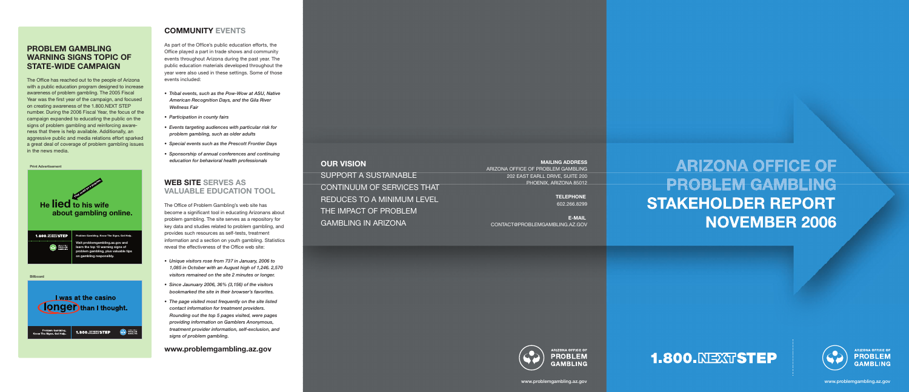## PROBLEM GAMBLING WARNING SIGNS TOPIC OF STATE-WIDE CAMPAIGN

The Office has reached out to the people of Arizona with a public education program designed to increase awareness of problem gambling. The 2005 Fiscal Year was the first year of the campaign, and focused on creating awareness of the 1.800.NEXT STEP number. During the 2006 Fiscal Year, the focus of the campaign expanded to educating the public on the signs of problem gambling and reinforcing awareness that there is help available. Additionally, an aggressive public and media relations effort sparked a great deal of coverage of problem gambling issues in the news media.

Print Advertisement

He **lied** to his wife about gambling online.

1.800.NEXTSTEP

Problem Gambling. Know The Signs. Get Help.

Visit problemgambling.az.gov and learn the top 10 warning signs of problem gambling, plus valuable tips on gambling responsibly.

Billboard

I was at the casino **longer** than I thought.

Problem Gambling. Know The Signs. Get Help. 1.800.NEXTSTEP

## COMMUNITY EVENTS

As part of the Office's public education efforts, the Office played a part in trade shows and community events throughout Arizona during the past year. The public education materials developed throughout the year were also used in these settings. Some of those events included:

- *Tribal events, such as the Pow-Wow at ASU, Native American Recognition Days, and the Gila River Wellness Fair*
- *Participation in county fairs*
- *Events targeting audiences with particular risk for problem gambling, such as older adults*
- *Special events such as the Prescott Frontier Days*
- *Sponsorship of annual conferences and continuing education for behavioral health professionals*

## WEB SITE SERVES AS VALUABLE EDUCATION TOOL

The Office of Problem Gambling's web site has become a significant tool in educating Arizonans about problem gambling. The site serves as a repository for key data and studies related to problem gambling, and provides such resources as self-tests, treatment information and a section on youth gambling. Statistics reveal the effectiveness of the Office web site:

- *Unique visitors rose from 737 in January, 2006 to 1,085 in October with an August high of 1,246. 2,570 visitors remained on the site 2 minutes or longer.*
- *Since Jaunuary 2006, 36% (3,156) of the visitors bookmarked the site in their browser's favorites.*
- *The page visited most frequently on the site listed contact information for treatment providers. Rounding out the top 5 pages visited, were pages providing information on Gamblers Anonymous, treatment provider information, self-exclusion, and signs of problem gambling.*

**www.problemgambling.az.gov**

**OUR VISION**

SUPPORT A SUSTAINABLE CONTINUUM OF SERVICES THAT REDUCES TO A MINIMUM LEVEL THE IMPACT OF PROBLEM GAMBLING IN ARIZONA

**MAILING ADDRESS**
ARIZONA OFFICE OF PROBLEM GAMBLING
202 EAST EARLL DRIVE, SUITE 200
PHOENIX, ARIZONA 85012

**TELEPHONE**
602.266.8299

**E-MAIL**
CONTACT@PROBLEMGAMBLING.AZ.GOV

ARIZONA OFFICE OF PROBLEM GAMBLING

www.problemgambling.az.gov

# ARIZONA OFFICE OF PROBLEM GAMBLING STAKEHOLDER REPORT NOVEMBER 2006

1.800.NEXTSTEP

ARIZONA OFFICE OF PROBLEM GAMBLING

www.problemgambling.az.gov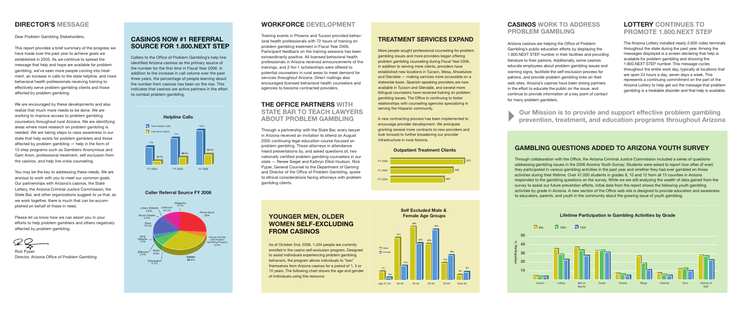## DIRECTOR'S MESSAGE

Dear Problem Gambling Stakeholders,

This report provides a brief summary of the progress we have made over the past year to achieve goals we established in 2005. As we continue to spread the message that help and hope are available for problem gambling, we've seen more people coming into treatment, an increase in calls to the state helpline, and more behavioral health professionals receiving training to effectively serve problem gambling clients and those affected by problem gambling.

We are encouraged by these developments and also realize that much more needs to be done. We are working to improve access to problem gambling counselors throughout rural Arizona. We are identifying areas where more research on problem gambling is needed. We are taking steps to raise awareness in our state that help exists for problem gamblers and those affected by problem gambling — help in the form of 12-step programs such as Gamblers Anonymous and Gam Anon, professional treatment, self exclusion from the casinos, and help line crisis counseling.

You may be the key to addressing these needs. We are anxious to work with you to meet our common goals. Our partnerships with Arizona's casinos, the State Lottery, the Arizona Criminal Justice Commission, the State Bar, and other organizations suggest to us that, as we work together, there is much that can be accomplished on behalf of those in need.

Please let us know how we can assist you in your efforts to help problem gamblers and others negatively affected by problem gambling.

Rick Pyper
Director, Arizona Office of Problem Gambling

## CASINOS NOW #1 REFERRAL SOURCE FOR 1.800.NEXT STEP

Callers to the Office of Problem Gambling's help line identified Arizona casinos as the primary source of the number for the first time in Fiscal Year 2006. In addition to the increase in call volume over the past three years, the percentage of people learning about the number from casinos has been on the rise. This indicates that casinos are active partners in the effort to combat problem gambling.

**Helpline Calls**

Total Helpline Calls
Learned at Casino

519
10.1%
FY 2004

773
26.3%
FY 2005

1012
30.1%
FY 2006

**Caller Referral Source FY 2006**

Magazine 0.1%
Phone Book 20%
Person Familiar with Problem Gambling Program 4.5%
Casino 30.1%
Newspaper 0.7%
Radio 6.9%
Billboard 2.4%
OPG Website 1.0%
Other 15.2%
Movie Theatre 0.2%
Lottery Website 2.8%
Unknown 10.1%

## WORKFORCE DEVELOPMENT

Training events in Phoenix and Tucson provided behavioral health professionals with 72 hours of training on problem gambling treatment in Fiscal Year 2006. Participant feedback on the training sessions has been extraordinarily positive. All licensed behavioral health professionals in rural Arizona received announcements of the trainings, and 2-for-1 scholarships were offered to potential counselors in rural areas to meet demand for services throughout Arizona. Direct mailings also encouraged licensed behavioral health counselors and agencies to become contracted providers.

## THE OFFICE PARTNERS WITH STATE BAR TO TEACH LAWYERS ABOUT PROBLEM GAMBLING

Through a partnership with the State Bar, every lawyer in Arizona received an invitation to attend an August 2005 continuing legal education course focused on problem gambling. Those attorneys in attendance heard presentations by, and asked questions of, two nationally certified problem gambling counselors in our state — Renee Siegel and Kathryn Elliot-Hudson. Rick Pyper, General Counsel to the Department of Gaming and Director of the Office of Problem Gambling, spoke to ethical considerations facing attorneys with problem gambling clients.

## TREATMENT SERVICES EXPAND

More people sought professional counseling for problem gambling issues and more providers began offering problem gambling counseling during Fiscal Year 2006. In addition to serving more clients, providers have established new locations in Tucson, Mesa, Ahwatukee and Glendale — making services more accessible on a statewide basis. Spanish-speaking providers are now available in Tucson and Glendale, and several more bilingual counselors have received training on problem gambling issues. The Office is continuing to foster relationships with counseling agencies specializing in serving the Hispanic community.

A new contracting process has been implemented to encourage provider development. We anticipate granting several more contracts to new providers and look forward to further broadening our provider infrastructure in rural Arizona.

**Outpatient Treatment Clients**

FY 2006 653
FY 2005 556
FY 2004 483

## YOUNGER MEN, OLDER WOMEN SELF-EXCLUDING FROM CASINOS

As of October 2nd, 2006, 1,434 people are currently enrolled in the casino self-exclusion program. Designed to assist individuals experiencing problem gambling behaviors, the program allows individuals to "ban" themselves from Arizona casinos for a period of 1, 5 or 10 years. The following chart shows the age and gender of individuals using this resource.

**Self Excluded Male & Female Age Groups**

Male
Female

Age 21-24: 5%, 2%
25-34: 25%, 11%
35-44: 32%, 27%
45-54: 22%, 37%
55-64: 11%, 16%
Over 65: 5%, 6%

## CASINOS WORK TO ADDRESS PROBLEM GAMBLING

Arizona casinos are helping the Office of Problem Gambling's public education efforts by displaying the 1.800.NEXT STEP number in their facilities and providing literature to their patrons. Additionally, some casinos educate employees about problem gambling issues and warning signs, facilitate the self-exclusion process for patrons, and provide problem gambling links on their web sites. Arizona's casinos have been strong partners in the effort to educate the public on the issue, and continue to provide information at a key point of contact for many problem gamblers.

## LOTTERY CONTINUES TO PROMOTE 1.800.NEXT STEP

The Arizona Lottery installed nearly 2,600 video terminals throughout the state during the past year. Among the messages displayed is a screen declaring that help is available for problem gambling and showing the 1.800.NEXT STEP number. This message cycles throughout the entire work day, typically at locations that are open 24 hours a day, seven days a week. This represents a continuing commitment on the part of the Arizona Lottery to help get out the message that problem gambling is a treatable disorder and that help is available.

**Our Mission is to provide and support effective problem gambling prevention, treatment, and education programs throughout Arizona**

## GAMBLING QUESTIONS ADDED TO ARIZONA YOUTH SURVEY

Through collaboration with the Office, the Arizona Criminal Justice Commission included a series of questions addressing gambling issues in the 2006 Arizona Youth Survey. Students were asked to report how often (if ever) they participated in various gambling activities in the past year and whether they had ever gambled on those activities during their lifetime. Over 47,000 students in grades 8, 10 and 12 from all 15 counties in Arizona responded to the gambling questions on the survey. While we are still analyzing the wealth of data gained from the survey to assist our future prevention efforts, initial data from the report shows the following youth gambling activities by grade in Arizona. A new section of the Office web site is designed to provide education and awareness to educators, parents, and youth in the community about the growing issue of youth gambling.

**Lifetime Participation in Gambling Activities by Grade**

8th
10th
12th

% Participation
50
40
30
20
10

Casino
Lottery
Bet on Sports
Cards
Horses
Bingo
Internet
Dice
Games of Skill